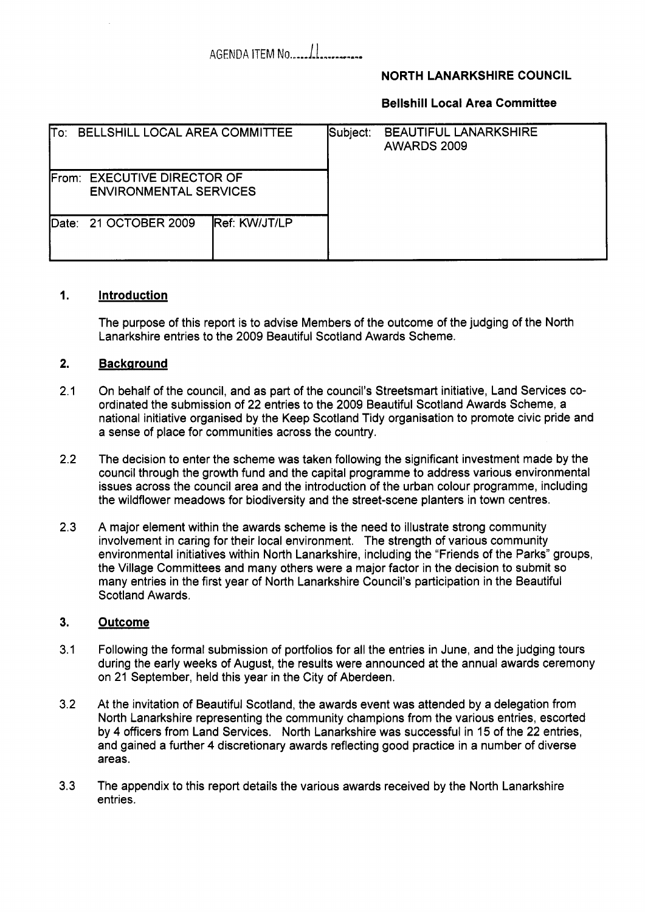AGENDA ITEM No.....11.........

**NORTH LANARKSHIRE COUNCIL**

**Bellshill Local Area Committee**

| To: BELLSHILL LOCAL AREA COMMITTEE | | Subject: BEAUTIFUL LANARKSHIRE AWARDS 2009 |
|---|---|---|
| From: EXECUTIVE DIRECTOR OF ENVIRONMENTAL SERVICES | | |
| Date: 21 OCTOBER 2009 | Ref: KW/JT/LP | |

## 1. Introduction

The purpose of this report is to advise Members of the outcome of the judging of the North Lanarkshire entries to the 2009 Beautiful Scotland Awards Scheme.

## 2. Background

2.1 On behalf of the council, and as part of the council's Streetsmart initiative, Land Services co-ordinated the submission of 22 entries to the 2009 Beautiful Scotland Awards Scheme, a national initiative organised by the Keep Scotland Tidy organisation to promote civic pride and a sense of place for communities across the country.

2.2 The decision to enter the scheme was taken following the significant investment made by the council through the growth fund and the capital programme to address various environmental issues across the council area and the introduction of the urban colour programme, including the wildflower meadows for biodiversity and the street-scene planters in town centres.

2.3 A major element within the awards scheme is the need to illustrate strong community involvement in caring for their local environment. The strength of various community environmental initiatives within North Lanarkshire, including the "Friends of the Parks" groups, the Village Committees and many others were a major factor in the decision to submit so many entries in the first year of North Lanarkshire Council's participation in the Beautiful Scotland Awards.

## 3. Outcome

3.1 Following the formal submission of portfolios for all the entries in June, and the judging tours during the early weeks of August, the results were announced at the annual awards ceremony on 21 September, held this year in the City of Aberdeen.

3.2 At the invitation of Beautiful Scotland, the awards event was attended by a delegation from North Lanarkshire representing the community champions from the various entries, escorted by 4 officers from Land Services. North Lanarkshire was successful in 15 of the 22 entries, and gained a further 4 discretionary awards reflecting good practice in a number of diverse areas.

3.3 The appendix to this report details the various awards received by the North Lanarkshire entries.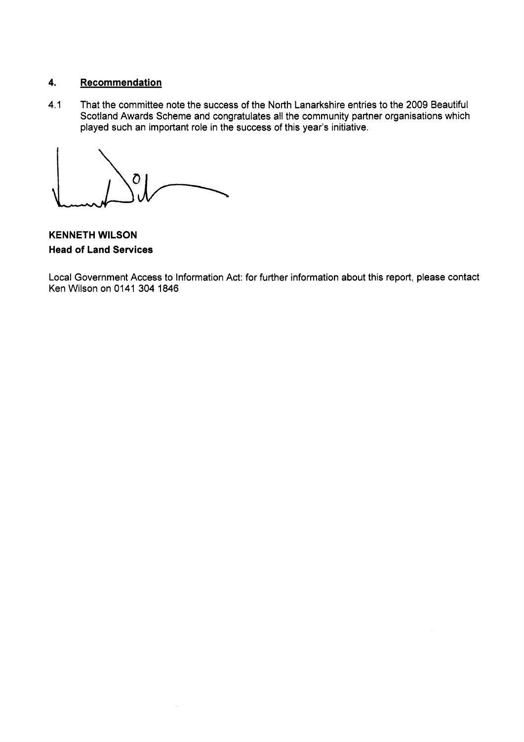## 4. Recommendation

4.1 That the committee note the success of the North Lanarkshire entries to the 2009 Beautiful Scotland Awards Scheme and congratulates all the community partner organisations which played such an important role in the success of this year's initiative.

**KENNETH WILSON**
**Head of Land Services**

Local Government Access to Information Act: for further information about this report, please contact Ken Wilson on 0141 304 1846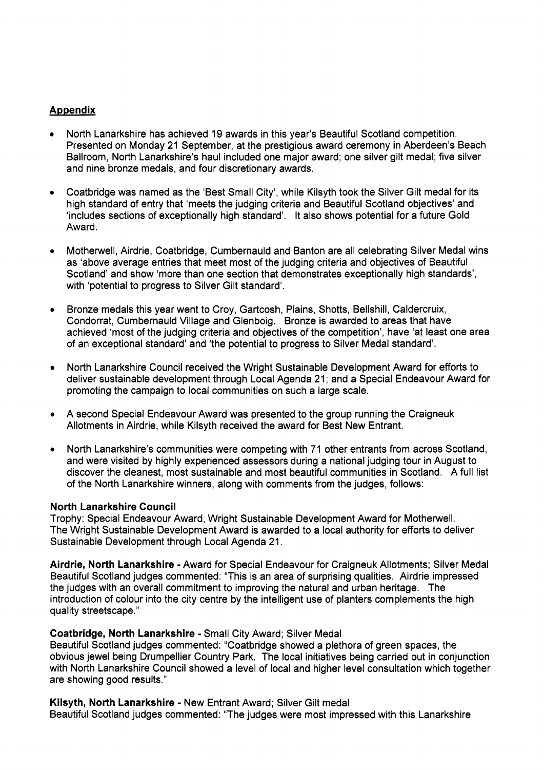## Appendix

- North Lanarkshire has achieved 19 awards in this year's Beautiful Scotland competition. Presented on Monday 21 September, at the prestigious award ceremony in Aberdeen's Beach Ballroom, North Lanarkshire's haul included one major award; one silver gilt medal; five silver and nine bronze medals, and four discretionary awards.
- Coatbridge was named as the 'Best Small City', while Kilsyth took the Silver Gilt medal for its high standard of entry that 'meets the judging criteria and Beautiful Scotland objectives' and 'includes sections of exceptionally high standard'. It also shows potential for a future Gold Award.
- Motherwell, Airdrie, Coatbridge, Cumbernauld and Banton are all celebrating Silver Medal wins as 'above average entries that meet most of the judging criteria and objectives of Beautiful Scotland' and show 'more than one section that demonstrates exceptionally high standards', with 'potential to progress to Silver Gilt standard'.
- Bronze medals this year went to Croy, Gartcosh, Plains, Shotts, Bellshill, Caldercruix, Condorrat, Cumbernauld Village and Glenboig. Bronze is awarded to areas that have achieved 'most of the judging criteria and objectives of the competition', have 'at least one area of an exceptional standard' and 'the potential to progress to Silver Medal standard'.
- North Lanarkshire Council received the Wright Sustainable Development Award for efforts to deliver sustainable development through Local Agenda 21; and a Special Endeavour Award for promoting the campaign to local communities on such a large scale.
- A second Special Endeavour Award was presented to the group running the Craigneuk Allotments in Airdrie, while Kilsyth received the award for Best New Entrant.
- North Lanarkshire's communities were competing with 71 other entrants from across Scotland, and were visited by highly experienced assessors during a national judging tour in August to discover the cleanest, most sustainable and most beautiful communities in Scotland. A full list of the North Lanarkshire winners, along with comments from the judges, follows:

**North Lanarkshire Council**
Trophy: Special Endeavour Award, Wright Sustainable Development Award for Motherwell.
The Wright Sustainable Development Award is awarded to a local authority for efforts to deliver Sustainable Development through Local Agenda 21.

**Airdrie, North Lanarkshire** - Award for Special Endeavour for Craigneuk Allotments; Silver Medal
Beautiful Scotland judges commented: "This is an area of surprising qualities. Airdrie impressed the judges with an overall commitment to improving the natural and urban heritage. The introduction of colour into the city centre by the intelligent use of planters complements the high quality streetscape."

**Coatbridge, North Lanarkshire** - Small City Award; Silver Medal
Beautiful Scotland judges commented: "Coatbridge showed a plethora of green spaces, the obvious jewel being Drumpellier Country Park. The local initiatives being carried out in conjunction with North Lanarkshire Council showed a level of local and higher level consultation which together are showing good results."

**Kilsyth, North Lanarkshire** - New Entrant Award; Silver Gilt medal
Beautiful Scotland judges commented: "The judges were most impressed with this Lanarkshire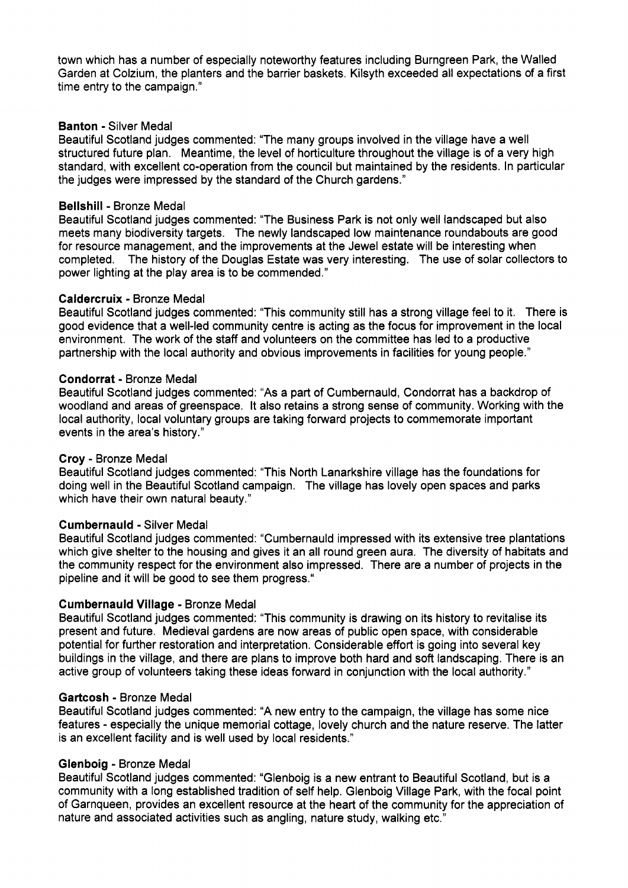town which has a number of especially noteworthy features including Burngreen Park, the Walled Garden at Colzium, the planters and the barrier baskets. Kilsyth exceeded all expectations of a first time entry to the campaign."

**Banton** - Silver Medal
Beautiful Scotland judges commented: "The many groups involved in the village have a well structured future plan. Meantime, the level of horticulture throughout the village is of a very high standard, with excellent co-operation from the council but maintained by the residents. In particular the judges were impressed by the standard of the Church gardens."

**Bellshill** - Bronze Medal
Beautiful Scotland judges commented: "The Business Park is not only well landscaped but also meets many biodiversity targets. The newly landscaped low maintenance roundabouts are good for resource management, and the improvements at the Jewel estate will be interesting when completed. The history of the Douglas Estate was very interesting. The use of solar collectors to power lighting at the play area is to be commended."

**Caldercruix** - Bronze Medal
Beautiful Scotland judges commented: "This community still has a strong village feel to it. There is good evidence that a well-led community centre is acting as the focus for improvement in the local environment. The work of the staff and volunteers on the committee has led to a productive partnership with the local authority and obvious improvements in facilities for young people."

**Condorrat** - Bronze Medal
Beautiful Scotland judges commented: "As a part of Cumbernauld, Condorrat has a backdrop of woodland and areas of greenspace. It also retains a strong sense of community. Working with the local authority, local voluntary groups are taking forward projects to commemorate important events in the area's history."

**Croy** - Bronze Medal
Beautiful Scotland judges commented: "This North Lanarkshire village has the foundations for doing well in the Beautiful Scotland campaign. The village has lovely open spaces and parks which have their own natural beauty."

**Cumbernauld** - Silver Medal
Beautiful Scotland judges commented: "Cumbernauld impressed with its extensive tree plantations which give shelter to the housing and gives it an all round green aura. The diversity of habitats and the community respect for the environment also impressed. There are a number of projects in the pipeline and it will be good to see them progress."

**Cumbernauld Village** - Bronze Medal
Beautiful Scotland judges commented: "This community is drawing on its history to revitalise its present and future. Medieval gardens are now areas of public open space, with considerable potential for further restoration and interpretation. Considerable effort is going into several key buildings in the village, and there are plans to improve both hard and soft landscaping. There is an active group of volunteers taking these ideas forward in conjunction with the local authority."

**Gartcosh** - Bronze Medal
Beautiful Scotland judges commented: "A new entry to the campaign, the village has some nice features - especially the unique memorial cottage, lovely church and the nature reserve. The latter is an excellent facility and is well used by local residents."

**Glenboig** - Bronze Medal
Beautiful Scotland judges commented: "Glenboig is a new entrant to Beautiful Scotland, but is a community with a long established tradition of self help. Glenboig Village Park, with the focal point of Garnqueen, provides an excellent resource at the heart of the community for the appreciation of nature and associated activities such as angling, nature study, walking etc."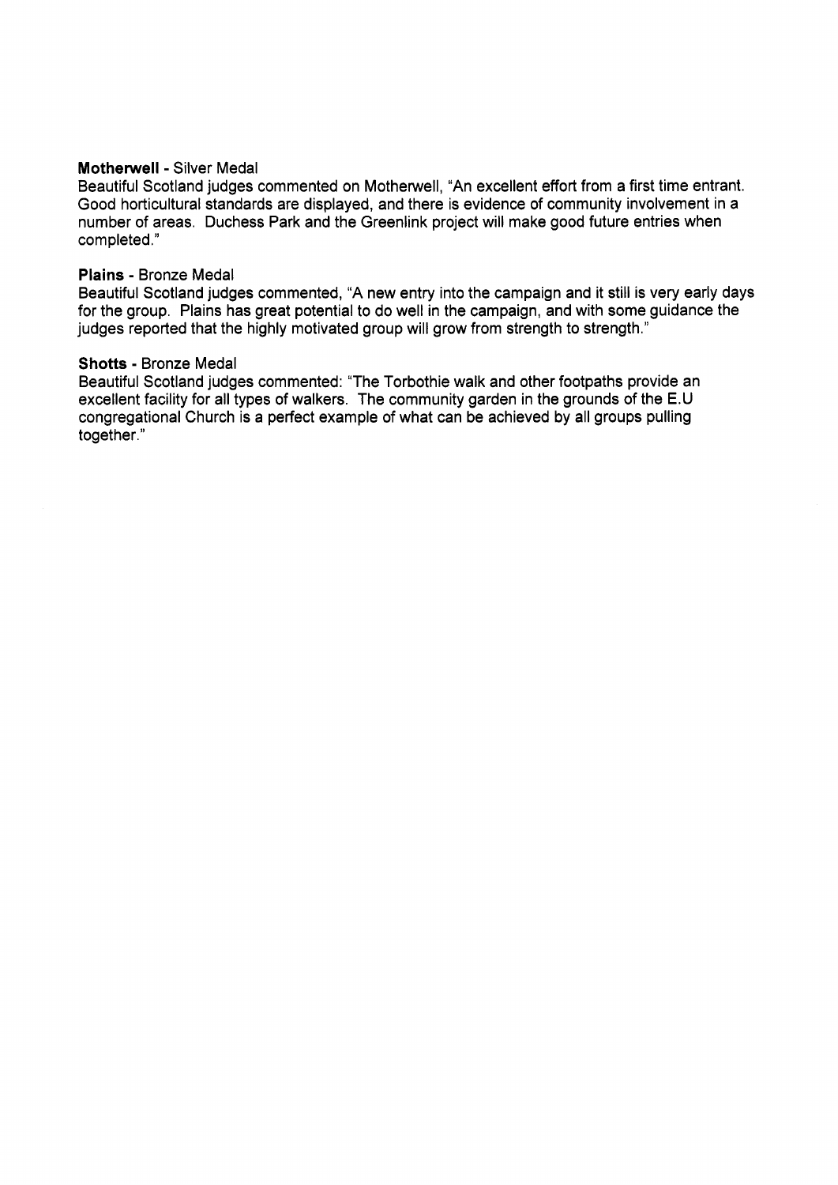**Motherwell** - Silver Medal

Beautiful Scotland judges commented on Motherwell, "An excellent effort from a first time entrant. Good horticultural standards are displayed, and there is evidence of community involvement in a number of areas. Duchess Park and the Greenlink project will make good future entries when completed."

**Plains** - Bronze Medal

Beautiful Scotland judges commented, "A new entry into the campaign and it still is very early days for the group. Plains has great potential to do well in the campaign, and with some guidance the judges reported that the highly motivated group will grow from strength to strength."

**Shotts** - Bronze Medal

Beautiful Scotland judges commented: "The Torbothie walk and other footpaths provide an excellent facility for all types of walkers. The community garden in the grounds of the E.U congregational Church is a perfect example of what can be achieved by all groups pulling together."